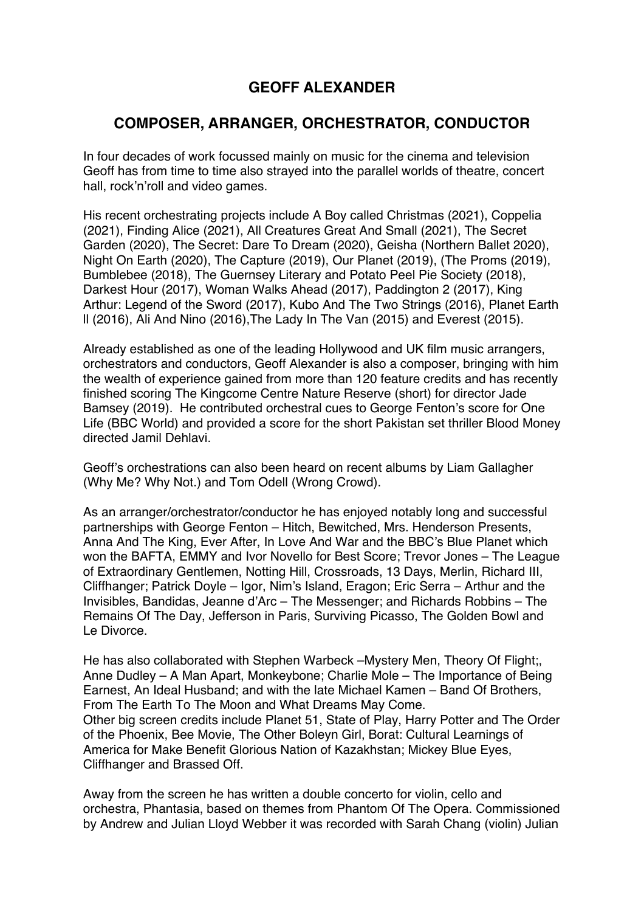# GEOFF ALEXANDER

## COMPOSER, ARRANGER, ORCHESTRATOR, CONDUCTOR

In four decades of work focussed mainly on music for the cinema and television Geoff has from time to time also strayed into the parallel worlds of theatre, concert hall, rock'n'roll and video games.

His recent orchestrating projects include A Boy called Christmas (2021), Coppelia (2021), Finding Alice (2021), All Creatures Great And Small (2021), The Secret Garden (2020), The Secret: Dare To Dream (2020), Geisha (Northern Ballet 2020), Night On Earth (2020), The Capture (2019), Our Planet (2019), (The Proms (2019), Bumblebee (2018), The Guernsey Literary and Potato Peel Pie Society (2018), Darkest Hour (2017), Woman Walks Ahead (2017), Paddington 2 (2017), King Arthur: Legend of the Sword (2017), Kubo And The Two Strings (2016), Planet Earth ll (2016), Ali And Nino (2016),The Lady In The Van (2015) and Everest (2015).

Already established as one of the leading Hollywood and UK film music arrangers, orchestrators and conductors, Geoff Alexander is also a composer, bringing with him the wealth of experience gained from more than 120 feature credits and has recently finished scoring The Kingcome Centre Nature Reserve (short) for director Jade Bamsey (2019). He contributed orchestral cues to George Fenton's score for One Life (BBC World) and provided a score for the short Pakistan set thriller Blood Money directed Jamil Dehlavi.

Geoff's orchestrations can also been heard on recent albums by Liam Gallagher (Why Me? Why Not.) and Tom Odell (Wrong Crowd).

As an arranger/orchestrator/conductor he has enjoyed notably long and successful partnerships with George Fenton – Hitch, Bewitched, Mrs. Henderson Presents, Anna And The King, Ever After, In Love And War and the BBC's Blue Planet which won the BAFTA, EMMY and Ivor Novello for Best Score; Trevor Jones – The League of Extraordinary Gentlemen, Notting Hill, Crossroads, 13 Days, Merlin, Richard III, Cliffhanger; Patrick Doyle – Igor, Nim's Island, Eragon; Eric Serra – Arthur and the Invisibles, Bandidas, Jeanne d'Arc – The Messenger; and Richards Robbins – The Remains Of The Day, Jefferson in Paris, Surviving Picasso, The Golden Bowl and Le Divorce.

He has also collaborated with Stephen Warbeck –Mystery Men, Theory Of Flight;, Anne Dudley – A Man Apart, Monkeybone; Charlie Mole – The Importance of Being Earnest, An Ideal Husband; and with the late Michael Kamen – Band Of Brothers, From The Earth To The Moon and What Dreams May Come.
Other big screen credits include Planet 51, State of Play, Harry Potter and The Order of the Phoenix, Bee Movie, The Other Boleyn Girl, Borat: Cultural Learnings of America for Make Benefit Glorious Nation of Kazakhstan; Mickey Blue Eyes, Cliffhanger and Brassed Off.

Away from the screen he has written a double concerto for violin, cello and orchestra, Phantasia, based on themes from Phantom Of The Opera. Commissioned by Andrew and Julian Lloyd Webber it was recorded with Sarah Chang (violin) Julian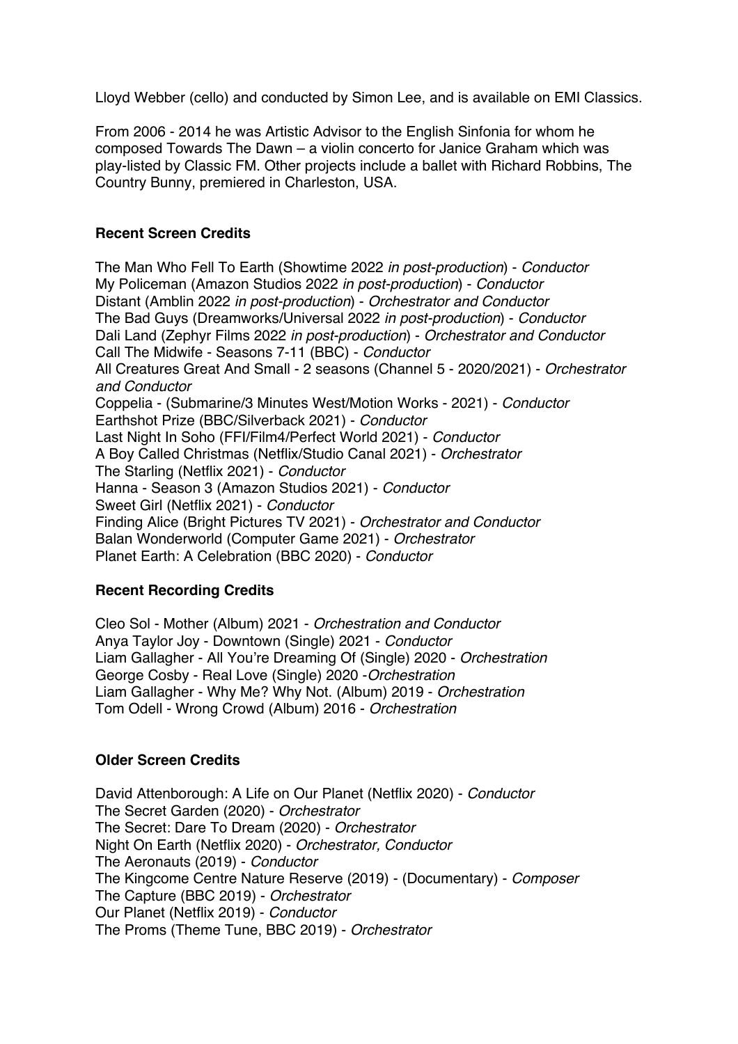Lloyd Webber (cello) and conducted by Simon Lee, and is available on EMI Classics.

From 2006 - 2014 he was Artistic Advisor to the English Sinfonia for whom he composed Towards The Dawn – a violin concerto for Janice Graham which was play-listed by Classic FM. Other projects include a ballet with Richard Robbins, The Country Bunny, premiered in Charleston, USA.

**Recent Screen Credits**

The Man Who Fell To Earth (Showtime 2022 *in post-production*) - *Conductor*
My Policeman (Amazon Studios 2022 *in post-production*) - *Conductor*
Distant (Amblin 2022 *in post-production*) - *Orchestrator and Conductor*
The Bad Guys (Dreamworks/Universal 2022 *in post-production*) - *Conductor*
Dali Land (Zephyr Films 2022 *in post-production*) - *Orchestrator and Conductor*
Call The Midwife - Seasons 7-11 (BBC) - *Conductor*
All Creatures Great And Small - 2 seasons (Channel 5 - 2020/2021) - *Orchestrator and Conductor*
Coppelia - (Submarine/3 Minutes West/Motion Works - 2021) - *Conductor*
Earthshot Prize (BBC/Silverback 2021) - *Conductor*
Last Night In Soho (FFI/Film4/Perfect World 2021) - *Conductor*
A Boy Called Christmas (Netflix/Studio Canal 2021) - *Orchestrator*
The Starling (Netflix 2021) - *Conductor*
Hanna - Season 3 (Amazon Studios 2021) - *Conductor*
Sweet Girl (Netflix 2021) - *Conductor*
Finding Alice (Bright Pictures TV 2021) - *Orchestrator and Conductor*
Balan Wonderworld (Computer Game 2021) - *Orchestrator*
Planet Earth: A Celebration (BBC 2020) - *Conductor*

**Recent Recording Credits**

Cleo Sol - Mother (Album) 2021 - *Orchestration and Conductor*
Anya Taylor Joy - Downtown (Single) 2021 - *Conductor*
Liam Gallagher - All You're Dreaming Of (Single) 2020 - *Orchestration*
George Cosby - Real Love (Single) 2020 -*Orchestration*
Liam Gallagher - Why Me? Why Not. (Album) 2019 - *Orchestration*
Tom Odell - Wrong Crowd (Album) 2016 - *Orchestration*

**Older Screen Credits**

David Attenborough: A Life on Our Planet (Netflix 2020) - *Conductor*
The Secret Garden (2020) - *Orchestrator*
The Secret: Dare To Dream (2020) - *Orchestrator*
Night On Earth (Netflix 2020) - *Orchestrator, Conductor*
The Aeronauts (2019) - *Conductor*
The Kingcome Centre Nature Reserve (2019) - (Documentary) - *Composer*
The Capture (BBC 2019) - *Orchestrator*
Our Planet (Netflix 2019) - *Conductor*
The Proms (Theme Tune, BBC 2019) - *Orchestrator*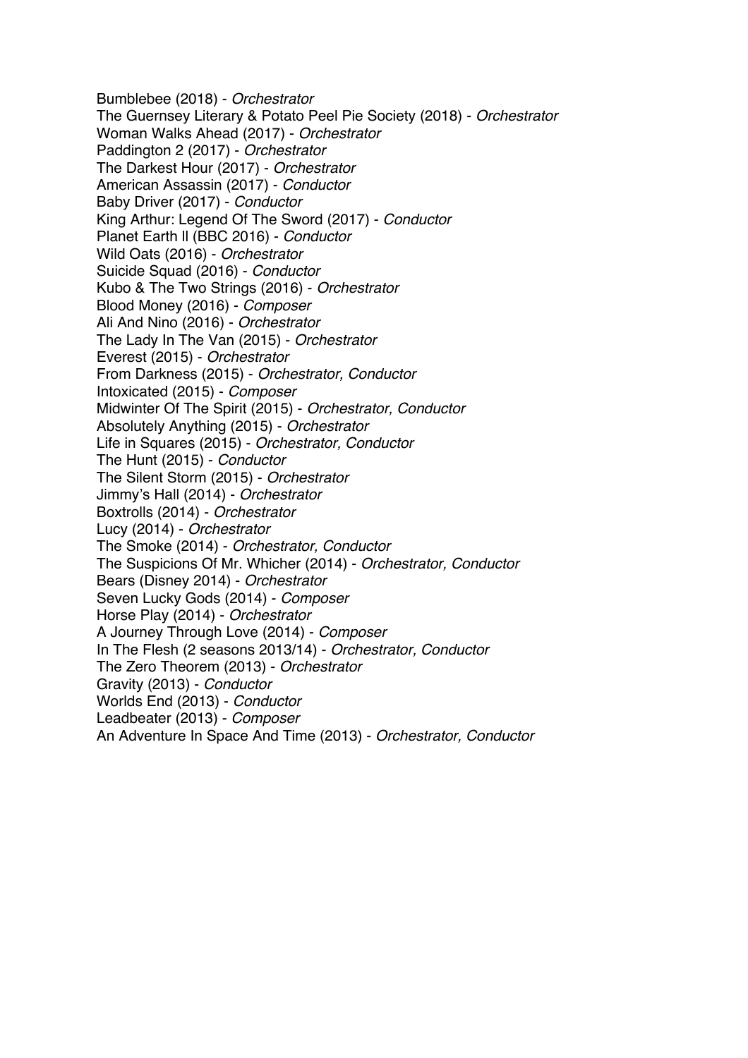Bumblebee (2018) - *Orchestrator*
The Guernsey Literary & Potato Peel Pie Society (2018) - *Orchestrator*
Woman Walks Ahead (2017) - *Orchestrator*
Paddington 2 (2017) - *Orchestrator*
The Darkest Hour (2017) - *Orchestrator*
American Assassin (2017) - *Conductor*
Baby Driver (2017) - *Conductor*
King Arthur: Legend Of The Sword (2017) - *Conductor*
Planet Earth ll (BBC 2016) - *Conductor*
Wild Oats (2016) - *Orchestrator*
Suicide Squad (2016) - *Conductor*
Kubo & The Two Strings (2016) - *Orchestrator*
Blood Money (2016) - *Composer*
Ali And Nino (2016) - *Orchestrator*
The Lady In The Van (2015) - *Orchestrator*
Everest (2015) - *Orchestrator*
From Darkness (2015) - *Orchestrator, Conductor*
Intoxicated (2015) - *Composer*
Midwinter Of The Spirit (2015) - *Orchestrator, Conductor*
Absolutely Anything (2015) - *Orchestrator*
Life in Squares (2015) - *Orchestrator, Conductor*
The Hunt (2015) - *Conductor*
The Silent Storm (2015) - *Orchestrator*
Jimmy's Hall (2014) - *Orchestrator*
Boxtrolls (2014) - *Orchestrator*
Lucy (2014) - *Orchestrator*
The Smoke (2014) - *Orchestrator, Conductor*
The Suspicions Of Mr. Whicher (2014) - *Orchestrator, Conductor*
Bears (Disney 2014) - *Orchestrator*
Seven Lucky Gods (2014) - *Composer*
Horse Play (2014) - *Orchestrator*
A Journey Through Love (2014) - *Composer*
In The Flesh (2 seasons 2013/14) - *Orchestrator, Conductor*
The Zero Theorem (2013) - *Orchestrator*
Gravity (2013) - *Conductor*
Worlds End (2013) - *Conductor*
Leadbeater (2013) - *Composer*
An Adventure In Space And Time (2013) - *Orchestrator, Conductor*